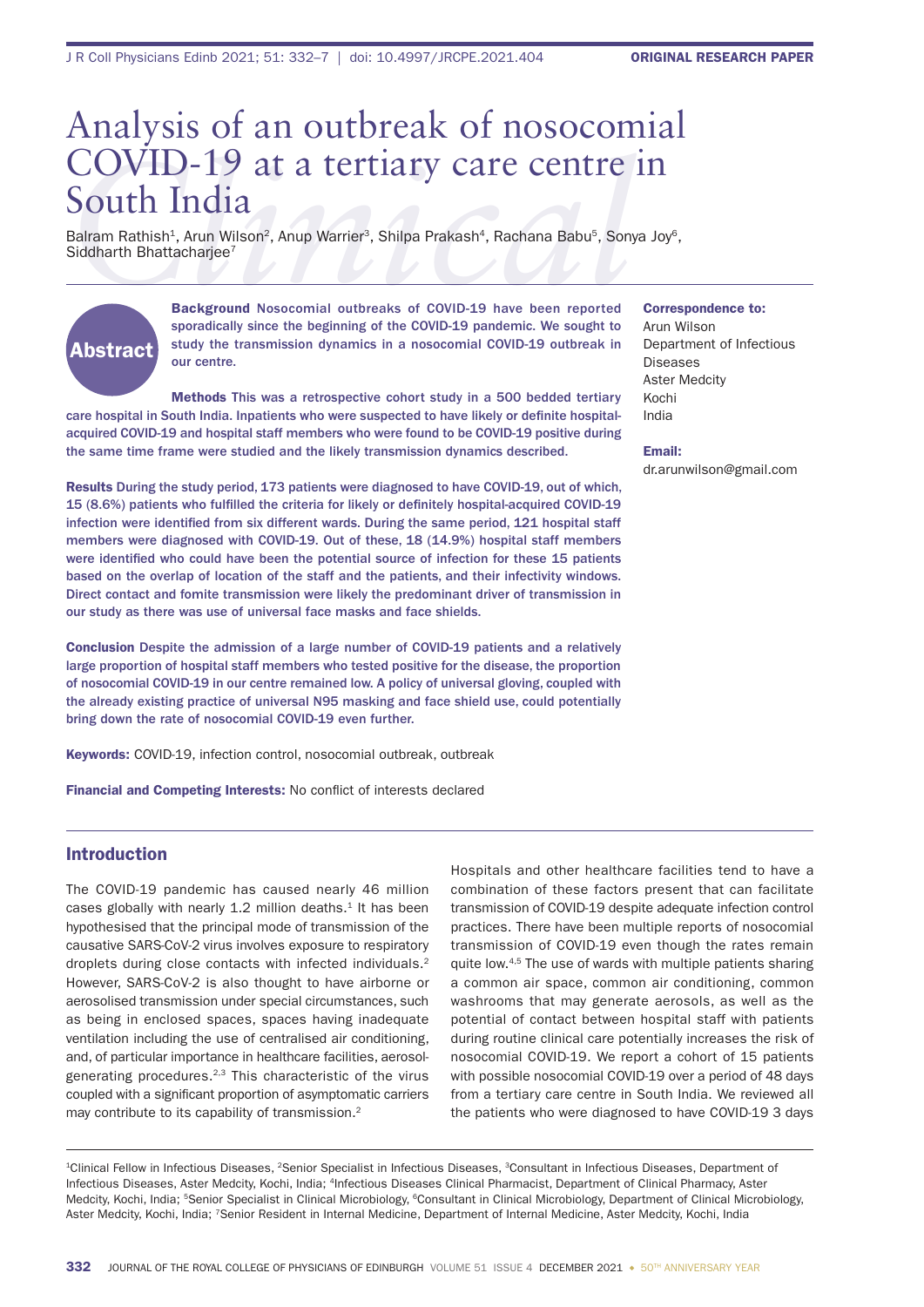# Analysis of an outbreak of nosocomial COVID-19 at a tertiary care centre in South India

Balram Rathish[1], Arun Wilson[2], Anup Warrier[3], Shilpa Prakash[4], Rachana Babu[5], Sonya Joy[6], Siddharth Bhattacharjee[7]

## Abstract

**Background** Nosocomial outbreaks of COVID-19 have been reported sporadically since the beginning of the COVID-19 pandemic. We sought to study the transmission dynamics in a nosocomial COVID-19 outbreak in our centre.

**Methods** This was a retrospective cohort study in a 500 bedded tertiary care hospital in South India. Inpatients who were suspected to have likely or definite hospital-acquired COVID-19 and hospital staff members who were found to be COVID-19 positive during the same time frame were studied and the likely transmission dynamics described.

**Results** During the study period, 173 patients were diagnosed to have COVID-19, out of which, 15 (8.6%) patients who fulfilled the criteria for likely or definitely hospital-acquired COVID-19 infection were identified from six different wards. During the same period, 121 hospital staff members were diagnosed with COVID-19. Out of these, 18 (14.9%) hospital staff members were identified who could have been the potential source of infection for these 15 patients based on the overlap of location of the staff and the patients, and their infectivity windows. Direct contact and fomite transmission were likely the predominant driver of transmission in our study as there was use of universal face masks and face shields.

**Conclusion** Despite the admission of a large number of COVID-19 patients and a relatively large proportion of hospital staff members who tested positive for the disease, the proportion of nosocomial COVID-19 in our centre remained low. A policy of universal gloving, coupled with the already existing practice of universal N95 masking and face shield use, could potentially bring down the rate of nosocomial COVID-19 even further.

**Keywords:** COVID-19, infection control, nosocomial outbreak, outbreak

**Financial and Competing Interests:** No conflict of interests declared

**Correspondence to:**
Arun Wilson
Department of Infectious Diseases
Aster Medcity
Kochi
India

**Email:**
dr.arunwilson@gmail.com

## Introduction

The COVID-19 pandemic has caused nearly 46 million cases globally with nearly 1.2 million deaths.[1] It has been hypothesised that the principal mode of transmission of the causative SARS-CoV-2 virus involves exposure to respiratory droplets during close contacts with infected individuals.[2] However, SARS-CoV-2 is also thought to have airborne or aerosolised transmission under special circumstances, such as being in enclosed spaces, spaces having inadequate ventilation including the use of centralised air conditioning, and, of particular importance in healthcare facilities, aerosol-generating procedures.[2,3] This characteristic of the virus coupled with a significant proportion of asymptomatic carriers may contribute to its capability of transmission.[2]

Hospitals and other healthcare facilities tend to have a combination of these factors present that can facilitate transmission of COVID-19 despite adequate infection control practices. There have been multiple reports of nosocomial transmission of COVID-19 even though the rates remain quite low.[4,5] The use of wards with multiple patients sharing a common air space, common air conditioning, common washrooms that may generate aerosols, as well as the potential of contact between hospital staff with patients during routine clinical care potentially increases the risk of nosocomial COVID-19. We report a cohort of 15 patients with possible nosocomial COVID-19 over a period of 48 days from a tertiary care centre in South India. We reviewed all the patients who were diagnosed to have COVID-19 3 days

[1]Clinical Fellow in Infectious Diseases, [2]Senior Specialist in Infectious Diseases, [3]Consultant in Infectious Diseases, Department of Infectious Diseases, Aster Medcity, Kochi, India; [4]Infectious Diseases Clinical Pharmacist, Department of Clinical Pharmacy, Aster Medcity, Kochi, India; [5]Senior Specialist in Clinical Microbiology, [6]Consultant in Clinical Microbiology, Department of Clinical Microbiology, Aster Medcity, Kochi, India; [7]Senior Resident in Internal Medicine, Department of Internal Medicine, Aster Medcity, Kochi, India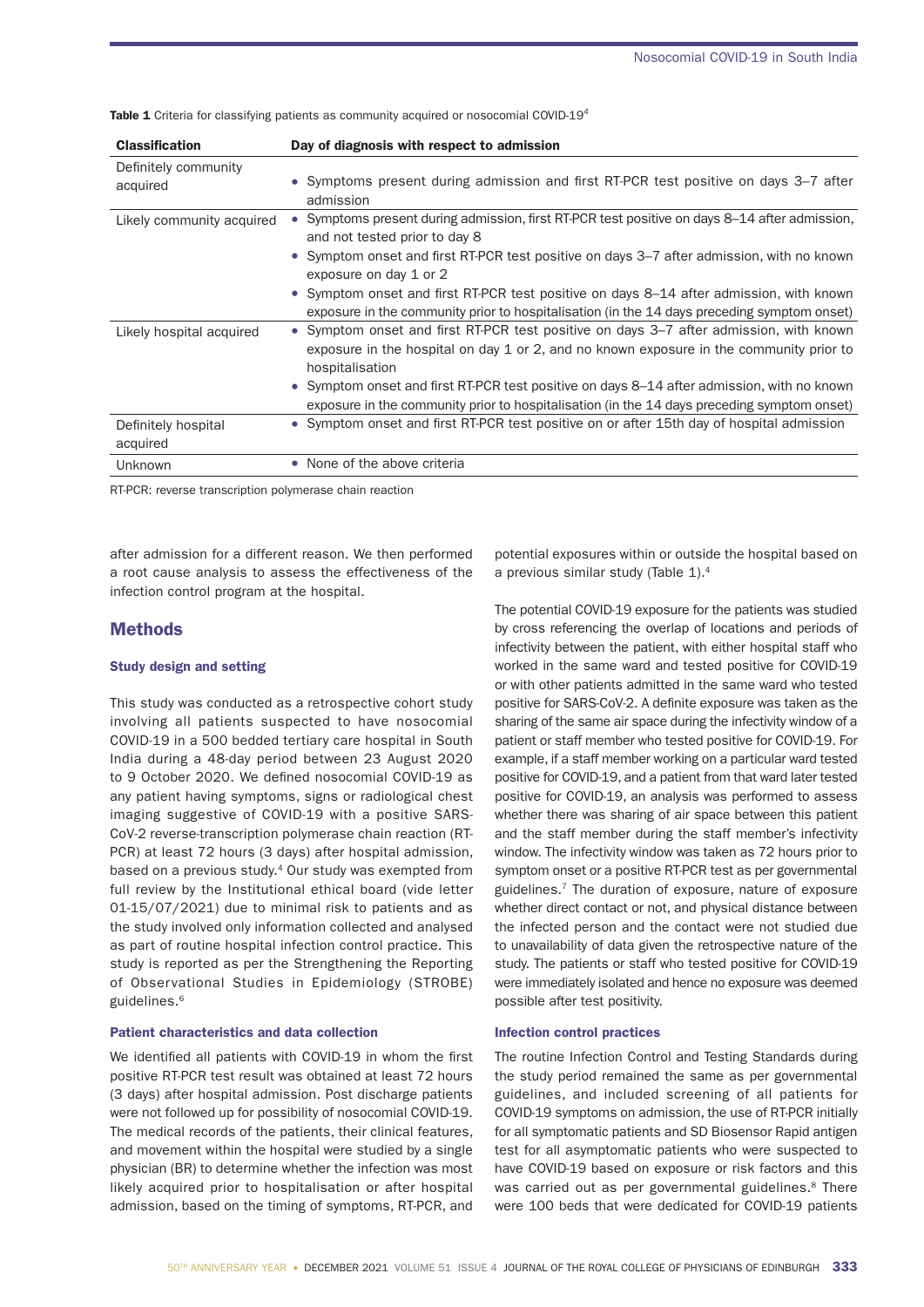**Table 1** Criteria for classifying patients as community acquired or nosocomial COVID-19[4]

| Classification | Day of diagnosis with respect to admission |
|---|---|
| Definitely community acquired | • Symptoms present during admission and first RT-PCR test positive on days 3–7 after admission |
| Likely community acquired | • Symptoms present during admission, first RT-PCR test positive on days 8–14 after admission, and not tested prior to day 8<br>• Symptom onset and first RT-PCR test positive on days 3–7 after admission, with no known exposure on day 1 or 2<br>• Symptom onset and first RT-PCR test positive on days 8–14 after admission, with known exposure in the community prior to hospitalisation (in the 14 days preceding symptom onset) |
| Likely hospital acquired | • Symptom onset and first RT-PCR test positive on days 3–7 after admission, with known exposure in the hospital on day 1 or 2, and no known exposure in the community prior to hospitalisation<br>• Symptom onset and first RT-PCR test positive on days 8–14 after admission, with no known exposure in the community prior to hospitalisation (in the 14 days preceding symptom onset) |
| Definitely hospital acquired | • Symptom onset and first RT-PCR test positive on or after 15th day of hospital admission |
| Unknown | • None of the above criteria |

RT-PCR: reverse transcription polymerase chain reaction

after admission for a different reason. We then performed a root cause analysis to assess the effectiveness of the infection control program at the hospital.

## Methods

### Study design and setting

This study was conducted as a retrospective cohort study involving all patients suspected to have nosocomial COVID-19 in a 500 bedded tertiary care hospital in South India during a 48-day period between 23 August 2020 to 9 October 2020. We defined nosocomial COVID-19 as any patient having symptoms, signs or radiological chest imaging suggestive of COVID-19 with a positive SARS-CoV-2 reverse-transcription polymerase chain reaction (RT-PCR) at least 72 hours (3 days) after hospital admission, based on a previous study.[4] Our study was exempted from full review by the Institutional ethical board (vide letter 01-15/07/2021) due to minimal risk to patients and as the study involved only information collected and analysed as part of routine hospital infection control practice. This study is reported as per the Strengthening the Reporting of Observational Studies in Epidemiology (STROBE) guidelines.[6]

### Patient characteristics and data collection

We identified all patients with COVID-19 in whom the first positive RT-PCR test result was obtained at least 72 hours (3 days) after hospital admission. Post discharge patients were not followed up for possibility of nosocomial COVID-19. The medical records of the patients, their clinical features, and movement within the hospital were studied by a single physician (BR) to determine whether the infection was most likely acquired prior to hospitalisation or after hospital admission, based on the timing of symptoms, RT-PCR, and potential exposures within or outside the hospital based on a previous similar study (Table 1).[4]

The potential COVID-19 exposure for the patients was studied by cross referencing the overlap of locations and periods of infectivity between the patient, with either hospital staff who worked in the same ward and tested positive for COVID-19 or with other patients admitted in the same ward who tested positive for SARS-CoV-2. A definite exposure was taken as the sharing of the same air space during the infectivity window of a patient or staff member who tested positive for COVID-19. For example, if a staff member working on a particular ward tested positive for COVID-19, and a patient from that ward later tested positive for COVID-19, an analysis was performed to assess whether there was sharing of air space between this patient and the staff member during the staff member's infectivity window. The infectivity window was taken as 72 hours prior to symptom onset or a positive RT-PCR test as per governmental guidelines.[7] The duration of exposure, nature of exposure whether direct contact or not, and physical distance between the infected person and the contact were not studied due to unavailability of data given the retrospective nature of the study. The patients or staff who tested positive for COVID-19 were immediately isolated and hence no exposure was deemed possible after test positivity.

### Infection control practices

The routine Infection Control and Testing Standards during the study period remained the same as per governmental guidelines, and included screening of all patients for COVID-19 symptoms on admission, the use of RT-PCR initially for all symptomatic patients and SD Biosensor Rapid antigen test for all asymptomatic patients who were suspected to have COVID-19 based on exposure or risk factors and this was carried out as per governmental guidelines.[8] There were 100 beds that were dedicated for COVID-19 patients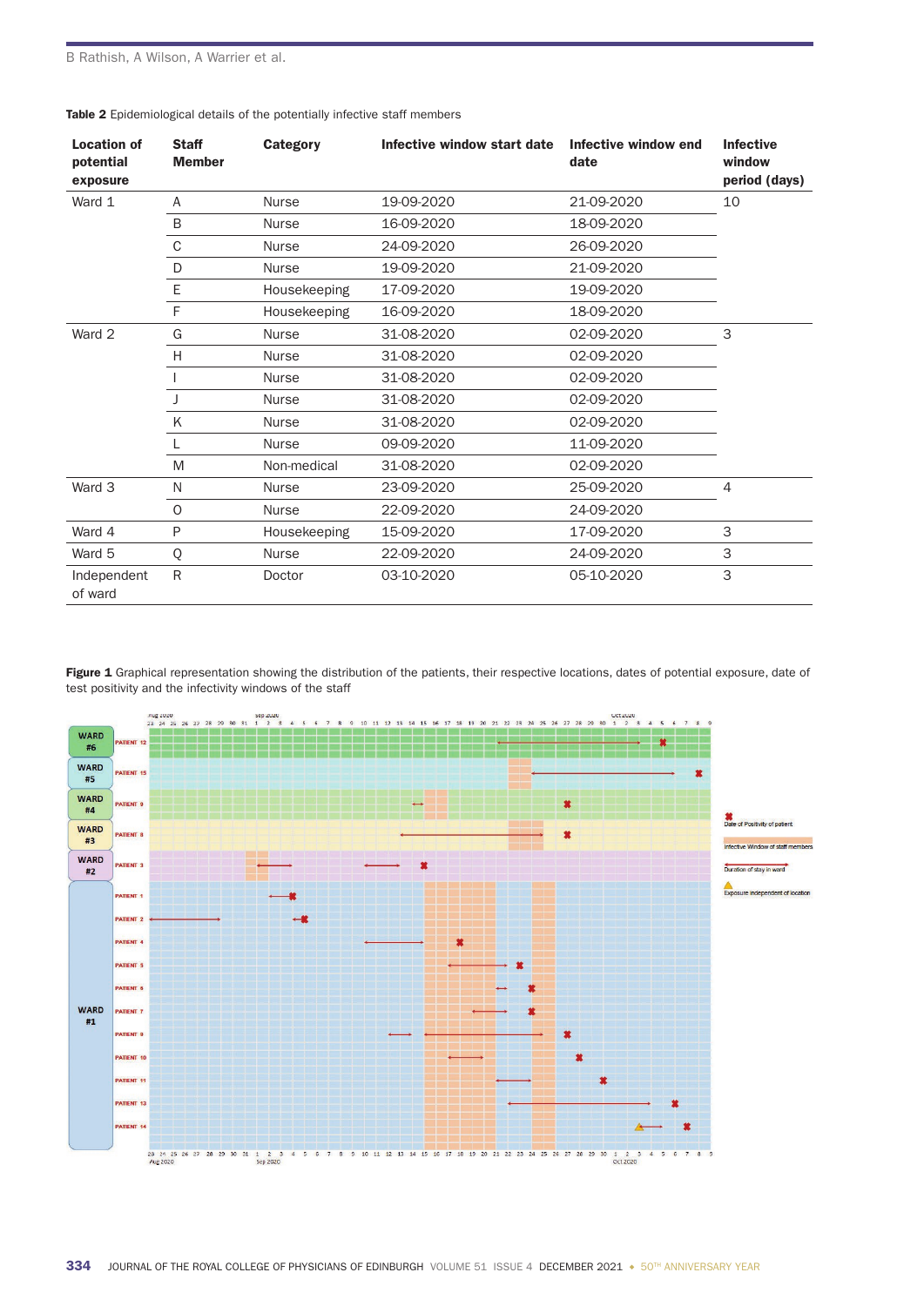**Table 2** Epidemiological details of the potentially infective staff members

| Location of potential exposure | Staff Member | Category | Infective window start date | Infective window end date | Infective window period (days) |
|---|---|---|---|---|---|
| Ward 1 | A | Nurse | 19-09-2020 | 21-09-2020 | 10 |
| | B | Nurse | 16-09-2020 | 18-09-2020 | |
| | C | Nurse | 24-09-2020 | 26-09-2020 | |
| | D | Nurse | 19-09-2020 | 21-09-2020 | |
| | E | Housekeeping | 17-09-2020 | 19-09-2020 | |
| | F | Housekeeping | 16-09-2020 | 18-09-2020 | |
| Ward 2 | G | Nurse | 31-08-2020 | 02-09-2020 | 3 |
| | H | Nurse | 31-08-2020 | 02-09-2020 | |
| | I | Nurse | 31-08-2020 | 02-09-2020 | |
| | J | Nurse | 31-08-2020 | 02-09-2020 | |
| | K | Nurse | 31-08-2020 | 02-09-2020 | |
| | L | Nurse | 09-09-2020 | 11-09-2020 | |
| | M | Non-medical | 31-08-2020 | 02-09-2020 | |
| Ward 3 | N | Nurse | 23-09-2020 | 25-09-2020 | 4 |
| | O | Nurse | 22-09-2020 | 24-09-2020 | |
| Ward 4 | P | Housekeeping | 15-09-2020 | 17-09-2020 | 3 |
| Ward 5 | Q | Nurse | 22-09-2020 | 24-09-2020 | 3 |
| Independent of ward | R | Doctor | 03-10-2020 | 05-10-2020 | 3 |

**Figure 1** Graphical representation showing the distribution of the patients, their respective locations, dates of potential exposure, date of test positivity and the infectivity windows of the staff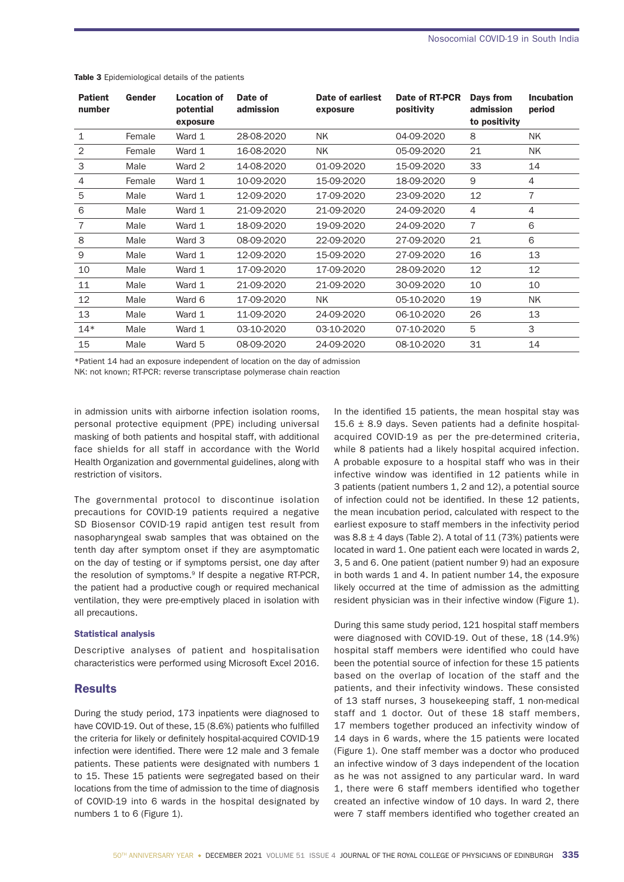**Table 3** Epidemiological details of the patients

| Patient number | Gender | Location of potential exposure | Date of admission | Date of earliest exposure | Date of RT-PCR positivity | Days from admission to positivity | Incubation period |
|---|---|---|---|---|---|---|---|
| 1 | Female | Ward 1 | 28-08-2020 | NK | 04-09-2020 | 8 | NK |
| 2 | Female | Ward 1 | 16-08-2020 | NK | 05-09-2020 | 21 | NK |
| 3 | Male | Ward 2 | 14-08-2020 | 01-09-2020 | 15-09-2020 | 33 | 14 |
| 4 | Female | Ward 1 | 10-09-2020 | 15-09-2020 | 18-09-2020 | 9 | 4 |
| 5 | Male | Ward 1 | 12-09-2020 | 17-09-2020 | 23-09-2020 | 12 | 7 |
| 6 | Male | Ward 1 | 21-09-2020 | 21-09-2020 | 24-09-2020 | 4 | 4 |
| 7 | Male | Ward 1 | 18-09-2020 | 19-09-2020 | 24-09-2020 | 7 | 6 |
| 8 | Male | Ward 3 | 08-09-2020 | 22-09-2020 | 27-09-2020 | 21 | 6 |
| 9 | Male | Ward 1 | 12-09-2020 | 15-09-2020 | 27-09-2020 | 16 | 13 |
| 10 | Male | Ward 1 | 17-09-2020 | 17-09-2020 | 28-09-2020 | 12 | 12 |
| 11 | Male | Ward 1 | 21-09-2020 | 21-09-2020 | 30-09-2020 | 10 | 10 |
| 12 | Male | Ward 6 | 17-09-2020 | NK | 05-10-2020 | 19 | NK |
| 13 | Male | Ward 1 | 11-09-2020 | 24-09-2020 | 06-10-2020 | 26 | 13 |
| 14* | Male | Ward 1 | 03-10-2020 | 03-10-2020 | 07-10-2020 | 5 | 3 |
| 15 | Male | Ward 5 | 08-09-2020 | 24-09-2020 | 08-10-2020 | 31 | 14 |

*Patient 14 had an exposure independent of location on the day of admission
NK: not known; RT-PCR: reverse transcriptase polymerase chain reaction

in admission units with airborne infection isolation rooms, personal protective equipment (PPE) including universal masking of both patients and hospital staff, with additional face shields for all staff in accordance with the World Health Organization and governmental guidelines, along with restriction of visitors.

The governmental protocol to discontinue isolation precautions for COVID-19 patients required a negative SD Biosensor COVID-19 rapid antigen test result from nasopharyngeal swab samples that was obtained on the tenth day after symptom onset if they are asymptomatic on the day of testing or if symptoms persist, one day after the resolution of symptoms.[9] If despite a negative RT-PCR, the patient had a productive cough or required mechanical ventilation, they were pre-emptively placed in isolation with all precautions.

### Statistical analysis

Descriptive analyses of patient and hospitalisation characteristics were performed using Microsoft Excel 2016.

## Results

During the study period, 173 inpatients were diagnosed to have COVID-19. Out of these, 15 (8.6%) patients who fulfilled the criteria for likely or definitely hospital-acquired COVID-19 infection were identified. There were 12 male and 3 female patients. These patients were designated with numbers 1 to 15. These 15 patients were segregated based on their locations from the time of admission to the time of diagnosis of COVID-19 into 6 wards in the hospital designated by numbers 1 to 6 (Figure 1).

In the identified 15 patients, the mean hospital stay was 15.6 ± 8.9 days. Seven patients had a definite hospital-acquired COVID-19 as per the pre-determined criteria, while 8 patients had a likely hospital acquired infection. A probable exposure to a hospital staff who was in their infective window was identified in 12 patients while in 3 patients (patient numbers 1, 2 and 12), a potential source of infection could not be identified. In these 12 patients, the mean incubation period, calculated with respect to the earliest exposure to staff members in the infectivity period was 8.8 ± 4 days (Table 2). A total of 11 (73%) patients were located in ward 1. One patient each were located in wards 2, 3, 5 and 6. One patient (patient number 9) had an exposure in both wards 1 and 4. In patient number 14, the exposure likely occurred at the time of admission as the admitting resident physician was in their infective window (Figure 1).

During this same study period, 121 hospital staff members were diagnosed with COVID-19. Out of these, 18 (14.9%) hospital staff members were identified who could have been the potential source of infection for these 15 patients based on the overlap of location of the staff and the patients, and their infectivity windows. These consisted of 13 staff nurses, 3 housekeeping staff, 1 non-medical staff and 1 doctor. Out of these 18 staff members, 17 members together produced an infectivity window of 14 days in 6 wards, where the 15 patients were located (Figure 1). One staff member was a doctor who produced an infective window of 3 days independent of the location as he was not assigned to any particular ward. In ward 1, there were 6 staff members identified who together created an infective window of 10 days. In ward 2, there were 7 staff members identified who together created an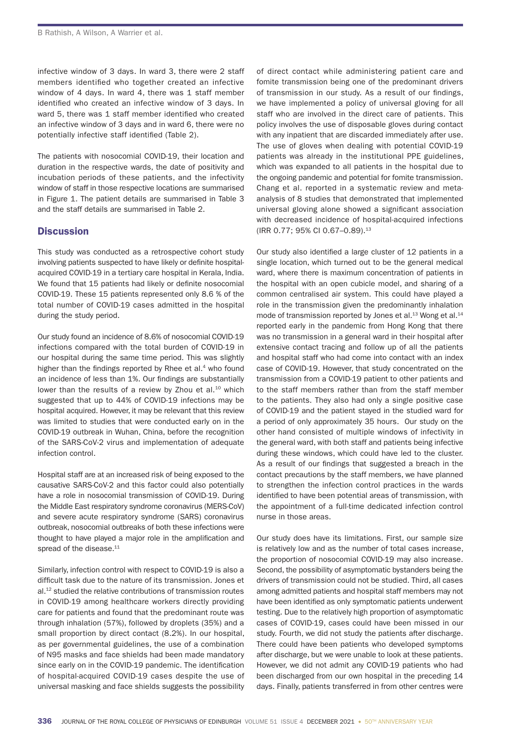infective window of 3 days. In ward 3, there were 2 staff members identified who together created an infective window of 4 days. In ward 4, there was 1 staff member identified who created an infective window of 3 days. In ward 5, there was 1 staff member identified who created an infective window of 3 days and in ward 6, there were no potentially infective staff identified (Table 2).

The patients with nosocomial COVID-19, their location and duration in the respective wards, the date of positivity and incubation periods of these patients, and the infectivity window of staff in those respective locations are summarised in Figure 1. The patient details are summarised in Table 3 and the staff details are summarised in Table 2.

## Discussion

This study was conducted as a retrospective cohort study involving patients suspected to have likely or definite hospital-acquired COVID-19 in a tertiary care hospital in Kerala, India. We found that 15 patients had likely or definite nosocomial COVID-19. These 15 patients represented only 8.6 % of the total number of COVID-19 cases admitted in the hospital during the study period.

Our study found an incidence of 8.6% of nosocomial COVID-19 infections compared with the total burden of COVID-19 in our hospital during the same time period. This was slightly higher than the findings reported by Rhee et al.[4] who found an incidence of less than 1%. Our findings are substantially lower than the results of a review by Zhou et al.[10] which suggested that up to 44% of COVID-19 infections may be hospital acquired. However, it may be relevant that this review was limited to studies that were conducted early on in the COVID-19 outbreak in Wuhan, China, before the recognition of the SARS-CoV-2 virus and implementation of adequate infection control.

Hospital staff are at an increased risk of being exposed to the causative SARS-CoV-2 and this factor could also potentially have a role in nosocomial transmission of COVID-19. During the Middle East respiratory syndrome coronavirus (MERS-CoV) and severe acute respiratory syndrome (SARS) coronavirus outbreak, nosocomial outbreaks of both these infections were thought to have played a major role in the amplification and spread of the disease.[11]

Similarly, infection control with respect to COVID-19 is also a difficult task due to the nature of its transmission. Jones et al.[12] studied the relative contributions of transmission routes in COVID-19 among healthcare workers directly providing care for patients and found that the predominant route was through inhalation (57%), followed by droplets (35%) and a small proportion by direct contact (8.2%). In our hospital, as per governmental guidelines, the use of a combination of N95 masks and face shields had been made mandatory since early on in the COVID-19 pandemic. The identification of hospital-acquired COVID-19 cases despite the use of universal masking and face shields suggests the possibility of direct contact while administering patient care and fomite transmission being one of the predominant drivers of transmission in our study. As a result of our findings, we have implemented a policy of universal gloving for all staff who are involved in the direct care of patients. This policy involves the use of disposable gloves during contact with any inpatient that are discarded immediately after use. The use of gloves when dealing with potential COVID-19 patients was already in the institutional PPE guidelines, which was expanded to all patients in the hospital due to the ongoing pandemic and potential for fomite transmission. Chang et al. reported in a systematic review and meta-analysis of 8 studies that demonstrated that implemented universal gloving alone showed a significant association with decreased incidence of hospital-acquired infections (IRR 0.77; 95% CI 0.67–0.89).[13]

Our study also identified a large cluster of 12 patients in a single location, which turned out to be the general medical ward, where there is maximum concentration of patients in the hospital with an open cubicle model, and sharing of a common centralised air system. This could have played a role in the transmission given the predominantly inhalation mode of transmission reported by Jones et al.[13] Wong et al.[14] reported early in the pandemic from Hong Kong that there was no transmission in a general ward in their hospital after extensive contact tracing and follow up of all the patients and hospital staff who had come into contact with an index case of COVID-19. However, that study concentrated on the transmission from a COVID-19 patient to other patients and to the staff members rather than from the staff member to the patients. They also had only a single positive case of COVID-19 and the patient stayed in the studied ward for a period of only approximately 35 hours. Our study on the other hand consisted of multiple windows of infectivity in the general ward, with both staff and patients being infective during these windows, which could have led to the cluster. As a result of our findings that suggested a breach in the contact precautions by the staff members, we have planned to strengthen the infection control practices in the wards identified to have been potential areas of transmission, with the appointment of a full-time dedicated infection control nurse in those areas.

Our study does have its limitations. First, our sample size is relatively low and as the number of total cases increase, the proportion of nosocomial COVID-19 may also increase. Second, the possibility of asymptomatic bystanders being the drivers of transmission could not be studied. Third, all cases among admitted patients and hospital staff members may not have been identified as only symptomatic patients underwent testing. Due to the relatively high proportion of asymptomatic cases of COVID-19, cases could have been missed in our study. Fourth, we did not study the patients after discharge. There could have been patients who developed symptoms after discharge, but we were unable to look at these patients. However, we did not admit any COVID-19 patients who had been discharged from our own hospital in the preceding 14 days. Finally, patients transferred in from other centres were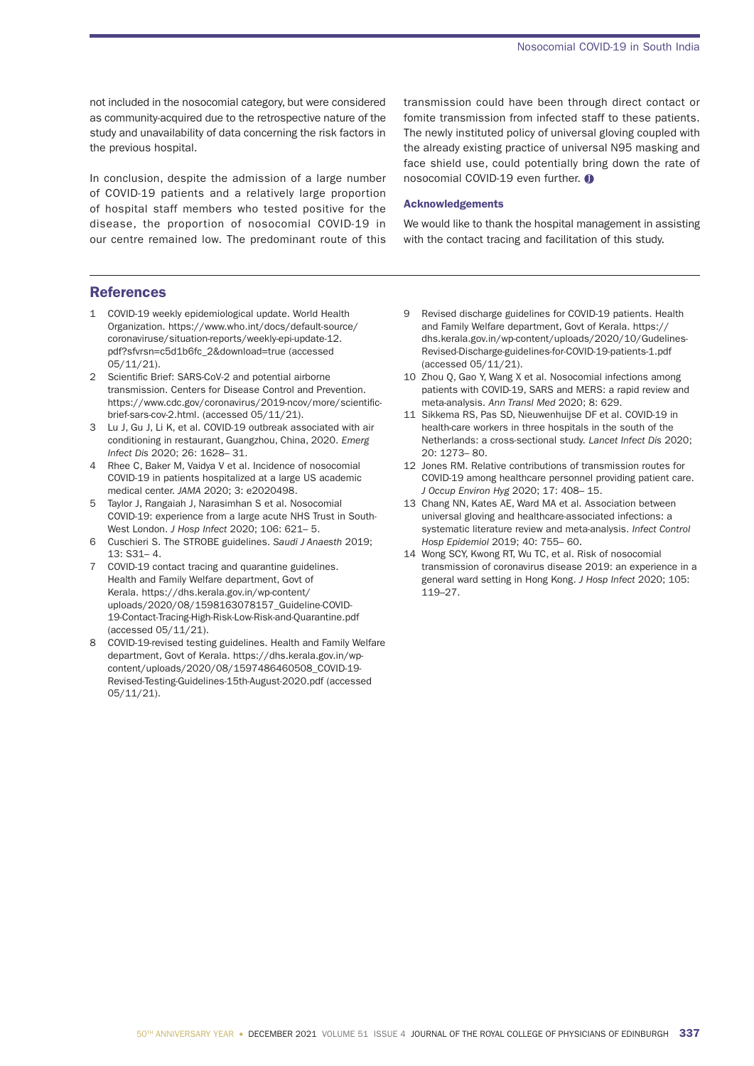not included in the nosocomial category, but were considered as community-acquired due to the retrospective nature of the study and unavailability of data concerning the risk factors in the previous hospital.

In conclusion, despite the admission of a large number of COVID-19 patients and a relatively large proportion of hospital staff members who tested positive for the disease, the proportion of nosocomial COVID-19 in our centre remained low. The predominant route of this transmission could have been through direct contact or fomite transmission from infected staff to these patients. The newly instituted policy of universal gloving coupled with the already existing practice of universal N95 masking and face shield use, could potentially bring down the rate of nosocomial COVID-19 even further.

### Acknowledgements

We would like to thank the hospital management in assisting with the contact tracing and facilitation of this study.

## References

1. COVID-19 weekly epidemiological update. World Health Organization. https://www.who.int/docs/default-source/coronaviruse/situation-reports/weekly-epi-update-12.pdf?sfvrsn=c5d1b6fc_2&download=true (accessed 05/11/21).
2. Scientific Brief: SARS-CoV-2 and potential airborne transmission. Centers for Disease Control and Prevention. https://www.cdc.gov/coronavirus/2019-ncov/more/scientific-brief-sars-cov-2.html. (accessed 05/11/21).
3. Lu J, Gu J, Li K, et al. COVID-19 outbreak associated with air conditioning in restaurant, Guangzhou, China, 2020. *Emerg Infect Dis* 2020; 26: 1628– 31.
4. Rhee C, Baker M, Vaidya V et al. Incidence of nosocomial COVID-19 in patients hospitalized at a large US academic medical center. *JAMA* 2020; 3: e2020498.
5. Taylor J, Rangaiah J, Narasimhan S et al. Nosocomial COVID-19: experience from a large acute NHS Trust in South-West London. *J Hosp Infect* 2020; 106: 621– 5.
6. Cuschieri S. The STROBE guidelines. *Saudi J Anaesth* 2019; 13: S31– 4.
7. COVID-19 contact tracing and quarantine guidelines. Health and Family Welfare department, Govt of Kerala. https://dhs.kerala.gov.in/wp-content/uploads/2020/08/1598163078157_Guideline-COVID-19-Contact-Tracing-High-Risk-Low-Risk-and-Quarantine.pdf (accessed 05/11/21).
8. COVID-19-revised testing guidelines. Health and Family Welfare department, Govt of Kerala. https://dhs.kerala.gov.in/wp-content/uploads/2020/08/1597486460508_COVID-19-Revised-Testing-Guidelines-15th-August-2020.pdf (accessed 05/11/21).
9. Revised discharge guidelines for COVID-19 patients. Health and Family Welfare department, Govt of Kerala. https://dhs.kerala.gov.in/wp-content/uploads/2020/10/Gudelines-Revised-Discharge-guidelines-for-COVID-19-patients-1.pdf (accessed 05/11/21).
10. Zhou Q, Gao Y, Wang X et al. Nosocomial infections among patients with COVID-19, SARS and MERS: a rapid review and meta-analysis. *Ann Transl Med* 2020; 8: 629.
11. Sikkema RS, Pas SD, Nieuwenhuijse DF et al. COVID-19 in health-care workers in three hospitals in the south of the Netherlands: a cross-sectional study. *Lancet Infect Dis* 2020; 20: 1273– 80.
12. Jones RM. Relative contributions of transmission routes for COVID-19 among healthcare personnel providing patient care. *J Occup Environ Hyg* 2020; 17: 408– 15.
13. Chang NN, Kates AE, Ward MA et al. Association between universal gloving and healthcare-associated infections: a systematic literature review and meta-analysis. *Infect Control Hosp Epidemiol* 2019; 40: 755– 60.
14. Wong SCY, Kwong RT, Wu TC, et al. Risk of nosocomial transmission of coronavirus disease 2019: an experience in a general ward setting in Hong Kong. *J Hosp Infect* 2020; 105: 119–27.